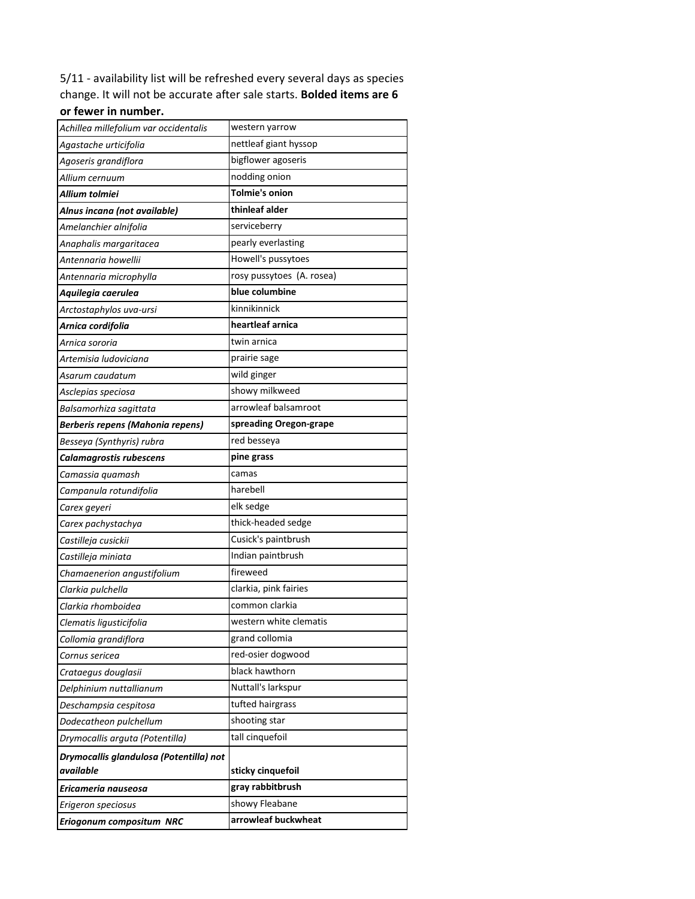5/11 - availability list will be refreshed every several days as species change. It will not be accurate after sale starts. **Bolded items are 6 or fewer in number.**

| | |
|---|---|
| *Achillea millefolium var occidentalis* | western yarrow |
| *Agastache urticifolia* | nettleaf giant hyssop |
| *Agoseris grandiflora* | bigflower agoseris |
| *Allium cernuum* | nodding onion |
| ***Allium tolmiei*** | **Tolmie's onion** |
| ***Alnus incana (not available)*** | **thinleaf alder** |
| *Amelanchier alnifolia* | serviceberry |
| *Anaphalis margaritacea* | pearly everlasting |
| *Antennaria howellii* | Howell's pussytoes |
| *Antennaria microphylla* | rosy pussytoes  (A. rosea) |
| ***Aquilegia caerulea*** | **blue columbine** |
| *Arctostaphylos uva-ursi* | kinnikinnick |
| ***Arnica cordifolia*** | **heartleaf arnica** |
| *Arnica sororia* | twin arnica |
| *Artemisia ludoviciana* | prairie sage |
| *Asarum caudatum* | wild ginger |
| *Asclepias speciosa* | showy milkweed |
| *Balsamorhiza sagittata* | arrowleaf balsamroot |
| ***Berberis repens (Mahonia repens)*** | **spreading Oregon-grape** |
| *Besseya (Synthyris) rubra* | red besseya |
| ***Calamagrostis rubescens*** | **pine grass** |
| *Camassia quamash* | camas |
| *Campanula rotundifolia* | harebell |
| *Carex geyeri* | elk sedge |
| *Carex pachystachya* | thick-headed sedge |
| *Castilleja cusickii* | Cusick's paintbrush |
| *Castilleja miniata* | Indian paintbrush |
| *Chamaenerion angustifolium* | fireweed |
| *Clarkia pulchella* | clarkia, pink fairies |
| *Clarkia rhomboidea* | common clarkia |
| *Clematis ligusticifolia* | western white clematis |
| *Collomia grandiflora* | grand collomia |
| *Cornus sericea* | red-osier dogwood |
| *Crataegus douglasii* | black hawthorn |
| *Delphinium nuttallianum* | Nuttall's larkspur |
| *Deschampsia cespitosa* | tufted hairgrass |
| *Dodecatheon pulchellum* | shooting star |
| *Drymocallis arguta (Potentilla)* | tall cinquefoil |
| ***Drymocallis glandulosa (Potentilla) not available*** | **sticky cinquefoil** |
| ***Ericameria nauseosa*** | **gray rabbitbrush** |
| *Erigeron speciosus* | showy Fleabane |
| ***Eriogonum compositum  NRC*** | **arrowleaf buckwheat** |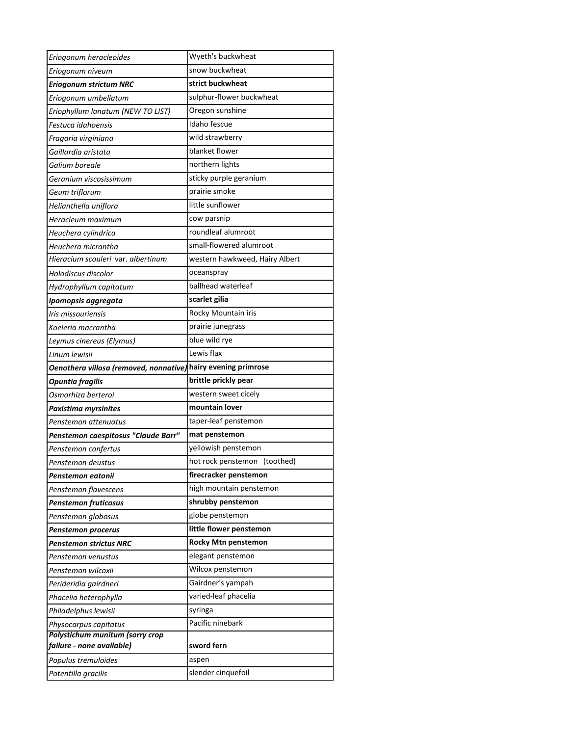| | |
|---|---|
| *Eriogonum heracleoides* | Wyeth's buckwheat |
| *Eriogonum niveum* | snow buckwheat |
| ***Eriogonum strictum NRC*** | **strict buckwheat** |
| *Eriogonum umbellatum* | sulphur-flower buckwheat |
| *Eriophyllum lanatum (NEW TO LIST)* | Oregon sunshine |
| *Festuca idahoensis* | Idaho fescue |
| *Fragaria virginiana* | wild strawberry |
| *Gaillardia aristata* | blanket flower |
| *Galium boreale* | northern lights |
| *Geranium viscosissimum* | sticky purple geranium |
| *Geum triflorum* | prairie smoke |
| *Helianthella uniflora* | little sunflower |
| *Heracleum maximum* | cow parsnip |
| *Heuchera cylindrica* | roundleaf alumroot |
| *Heuchera micrantha* | small-flowered alumroot |
| *Hieracium scouleri var. albertinum* | western hawkweed, Hairy Albert |
| *Holodiscus discolor* | oceanspray |
| *Hydrophyllum capitatum* | ballhead waterleaf |
| ***Ipomopsis aggregata*** | **scarlet gilia** |
| *Iris missouriensis* | Rocky Mountain iris |
| *Koeleria macrantha* | prairie junegrass |
| *Leymus cinereus (Elymus)* | blue wild rye |
| *Linum lewisii* | Lewis flax |
| ***Oenothera villosa (removed, nonnative)*** | **hairy evening primrose** |
| ***Opuntia fragilis*** | **brittle prickly pear** |
| *Osmorhiza berteroi* | western sweet cicely |
| ***Paxistima myrsinites*** | **mountain lover** |
| *Penstemon attenuatus* | taper-leaf penstemon |
| ***Penstemon caespitosus "Claude Barr"*** | **mat penstemon** |
| *Penstemon confertus* | yellowish penstemon |
| *Penstemon deustus* | hot rock penstemon (toothed) |
| ***Penstemon eatonii*** | **firecracker penstemon** |
| *Penstemon flavescens* | high mountain penstemon |
| ***Penstemon fruticosus*** | **shrubby penstemon** |
| *Penstemon globosus* | globe penstemon |
| ***Penstemon procerus*** | **little flower penstemon** |
| ***Penstemon strictus NRC*** | **Rocky Mtn penstemon** |
| *Penstemon venustus* | elegant penstemon |
| *Penstemon wilcoxii* | Wilcox penstemon |
| *Perideridia gairdneri* | Gairdner's yampah |
| *Phacelia heterophylla* | varied-leaf phacelia |
| *Philadelphus lewisii* | syringa |
| *Physocarpus capitatus* | Pacific ninebark |
| ***Polystichum munitum (sorry crop failure - none available)*** | **sword fern** |
| *Populus tremuloides* | aspen |
| *Potentilla gracilis* | slender cinquefoil |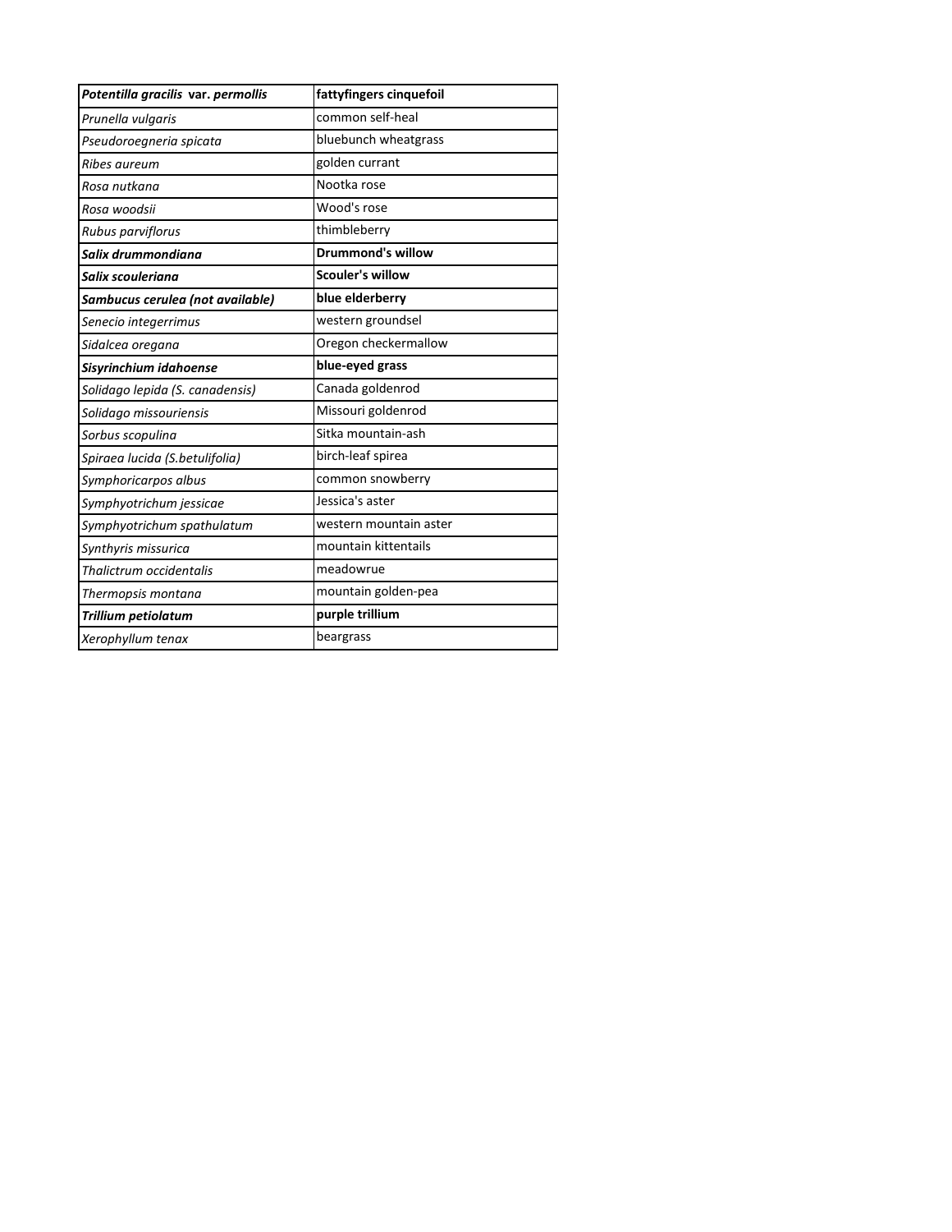| | |
|---|---|
| ***Potentilla gracilis* var. *permollis*** | **fattyfingers cinquefoil** |
| *Prunella vulgaris* | common self-heal |
| *Pseudoroegneria spicata* | bluebunch wheatgrass |
| *Ribes aureum* | golden currant |
| *Rosa nutkana* | Nootka rose |
| *Rosa woodsii* | Wood's rose |
| *Rubus parviflorus* | thimbleberry |
| ***Salix drummondiana*** | **Drummond's willow** |
| ***Salix scouleriana*** | **Scouler's willow** |
| ***Sambucus cerulea (not available)*** | **blue elderberry** |
| *Senecio integerrimus* | western groundsel |
| *Sidalcea oregana* | Oregon checkermallow |
| ***Sisyrinchium idahoense*** | **blue-eyed grass** |
| *Solidago lepida (S. canadensis)* | Canada goldenrod |
| *Solidago missouriensis* | Missouri goldenrod |
| *Sorbus scopulina* | Sitka mountain-ash |
| *Spiraea lucida (S.betulifolia)* | birch-leaf spirea |
| *Symphoricarpos albus* | common snowberry |
| *Symphyotrichum jessicae* | Jessica's aster |
| *Symphyotrichum spathulatum* | western mountain aster |
| *Synthyris missurica* | mountain kittentails |
| *Thalictrum occidentalis* | meadowrue |
| *Thermopsis montana* | mountain golden-pea |
| ***Trillium petiolatum*** | **purple trillium** |
| *Xerophyllum tenax* | beargrass |